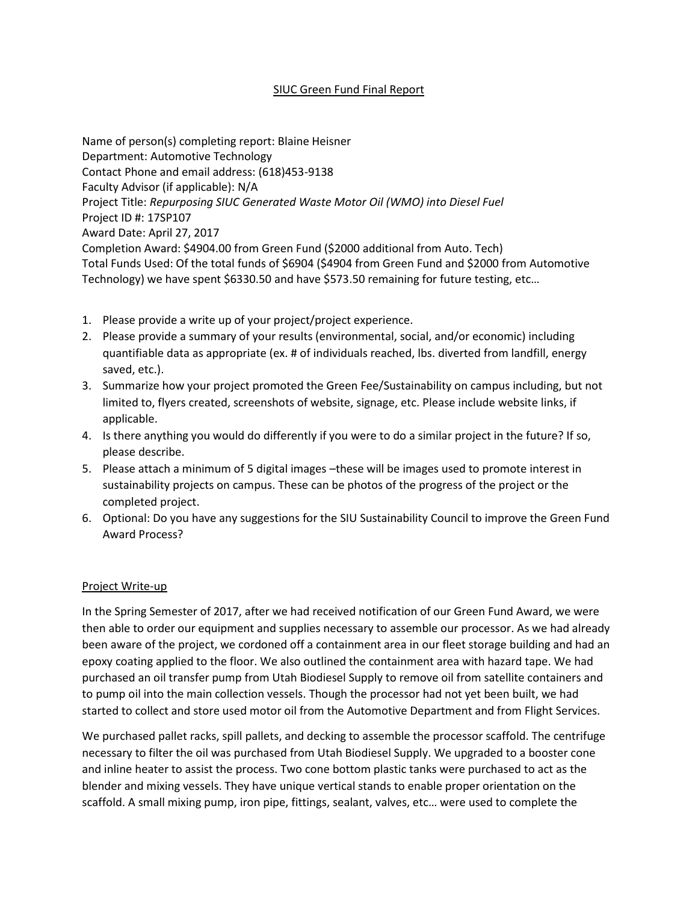SIUC Green Fund Final Report

Name of person(s) completing report: Blaine Heisner
Department: Automotive Technology
Contact Phone and email address: (618)453-9138
Faculty Advisor (if applicable): N/A
Project Title: *Repurposing SIUC Generated Waste Motor Oil (WMO) into Diesel Fuel*
Project ID #: 17SP107
Award Date: April 27, 2017
Completion Award: $4904.00 from Green Fund ($2000 additional from Auto. Tech)
Total Funds Used: Of the total funds of $6904 ($4904 from Green Fund and $2000 from Automotive Technology) we have spent $6330.50 and have $573.50 remaining for future testing, etc…

1. Please provide a write up of your project/project experience.
2. Please provide a summary of your results (environmental, social, and/or economic) including quantifiable data as appropriate (ex. # of individuals reached, lbs. diverted from landfill, energy saved, etc.).
3. Summarize how your project promoted the Green Fee/Sustainability on campus including, but not limited to, flyers created, screenshots of website, signage, etc. Please include website links, if applicable.
4. Is there anything you would do differently if you were to do a similar project in the future? If so, please describe.
5. Please attach a minimum of 5 digital images –these will be images used to promote interest in sustainability projects on campus. These can be photos of the progress of the project or the completed project.
6. Optional: Do you have any suggestions for the SIU Sustainability Council to improve the Green Fund Award Process?

## Project Write-up

In the Spring Semester of 2017, after we had received notification of our Green Fund Award, we were then able to order our equipment and supplies necessary to assemble our processor. As we had already been aware of the project, we cordoned off a containment area in our fleet storage building and had an epoxy coating applied to the floor. We also outlined the containment area with hazard tape. We had purchased an oil transfer pump from Utah Biodiesel Supply to remove oil from satellite containers and to pump oil into the main collection vessels. Though the processor had not yet been built, we had started to collect and store used motor oil from the Automotive Department and from Flight Services.

We purchased pallet racks, spill pallets, and decking to assemble the processor scaffold. The centrifuge necessary to filter the oil was purchased from Utah Biodiesel Supply. We upgraded to a booster cone and inline heater to assist the process. Two cone bottom plastic tanks were purchased to act as the blender and mixing vessels. They have unique vertical stands to enable proper orientation on the scaffold. A small mixing pump, iron pipe, fittings, sealant, valves, etc… were used to complete the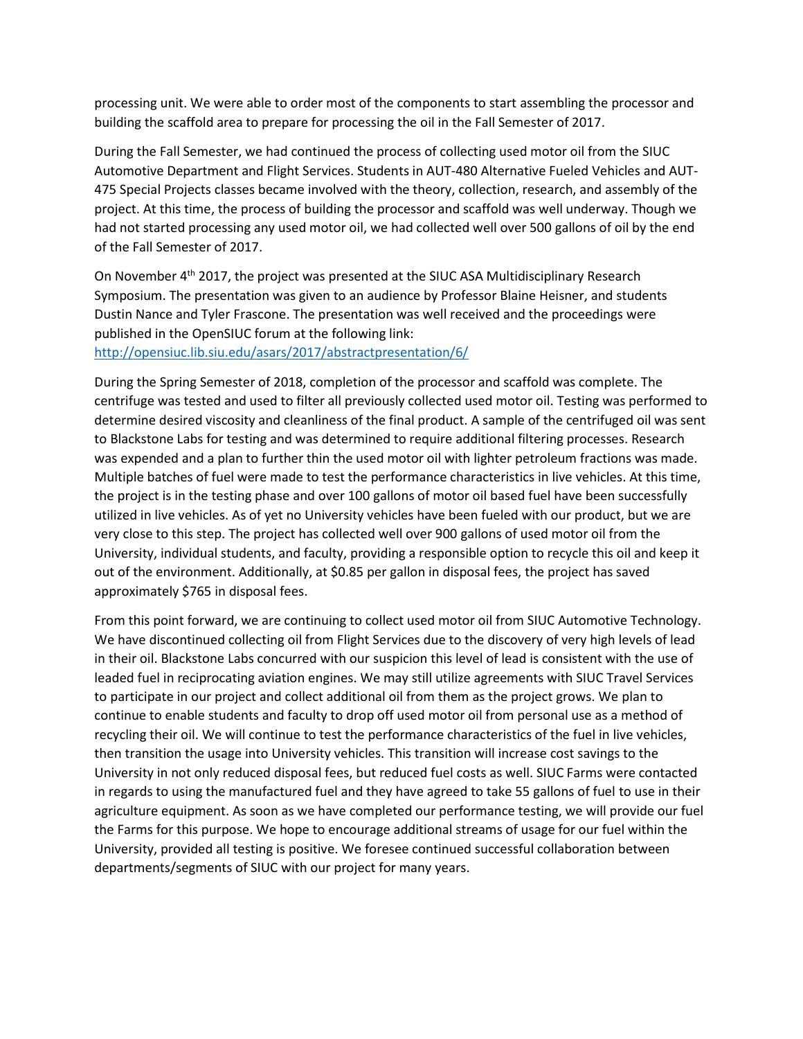processing unit. We were able to order most of the components to start assembling the processor and building the scaffold area to prepare for processing the oil in the Fall Semester of 2017.

During the Fall Semester, we had continued the process of collecting used motor oil from the SIUC Automotive Department and Flight Services. Students in AUT-480 Alternative Fueled Vehicles and AUT-475 Special Projects classes became involved with the theory, collection, research, and assembly of the project. At this time, the process of building the processor and scaffold was well underway. Though we had not started processing any used motor oil, we had collected well over 500 gallons of oil by the end of the Fall Semester of 2017.

On November 4th 2017, the project was presented at the SIUC ASA Multidisciplinary Research Symposium. The presentation was given to an audience by Professor Blaine Heisner, and students Dustin Nance and Tyler Frascone. The presentation was well received and the proceedings were published in the OpenSIUC forum at the following link:
http://opensiuc.lib.siu.edu/asars/2017/abstractpresentation/6/

During the Spring Semester of 2018, completion of the processor and scaffold was complete. The centrifuge was tested and used to filter all previously collected used motor oil. Testing was performed to determine desired viscosity and cleanliness of the final product. A sample of the centrifuged oil was sent to Blackstone Labs for testing and was determined to require additional filtering processes. Research was expended and a plan to further thin the used motor oil with lighter petroleum fractions was made. Multiple batches of fuel were made to test the performance characteristics in live vehicles. At this time, the project is in the testing phase and over 100 gallons of motor oil based fuel have been successfully utilized in live vehicles. As of yet no University vehicles have been fueled with our product, but we are very close to this step. The project has collected well over 900 gallons of used motor oil from the University, individual students, and faculty, providing a responsible option to recycle this oil and keep it out of the environment. Additionally, at $0.85 per gallon in disposal fees, the project has saved approximately $765 in disposal fees.

From this point forward, we are continuing to collect used motor oil from SIUC Automotive Technology. We have discontinued collecting oil from Flight Services due to the discovery of very high levels of lead in their oil. Blackstone Labs concurred with our suspicion this level of lead is consistent with the use of leaded fuel in reciprocating aviation engines. We may still utilize agreements with SIUC Travel Services to participate in our project and collect additional oil from them as the project grows. We plan to continue to enable students and faculty to drop off used motor oil from personal use as a method of recycling their oil. We will continue to test the performance characteristics of the fuel in live vehicles, then transition the usage into University vehicles. This transition will increase cost savings to the University in not only reduced disposal fees, but reduced fuel costs as well. SIUC Farms were contacted in regards to using the manufactured fuel and they have agreed to take 55 gallons of fuel to use in their agriculture equipment. As soon as we have completed our performance testing, we will provide our fuel the Farms for this purpose. We hope to encourage additional streams of usage for our fuel within the University, provided all testing is positive. We foresee continued successful collaboration between departments/segments of SIUC with our project for many years.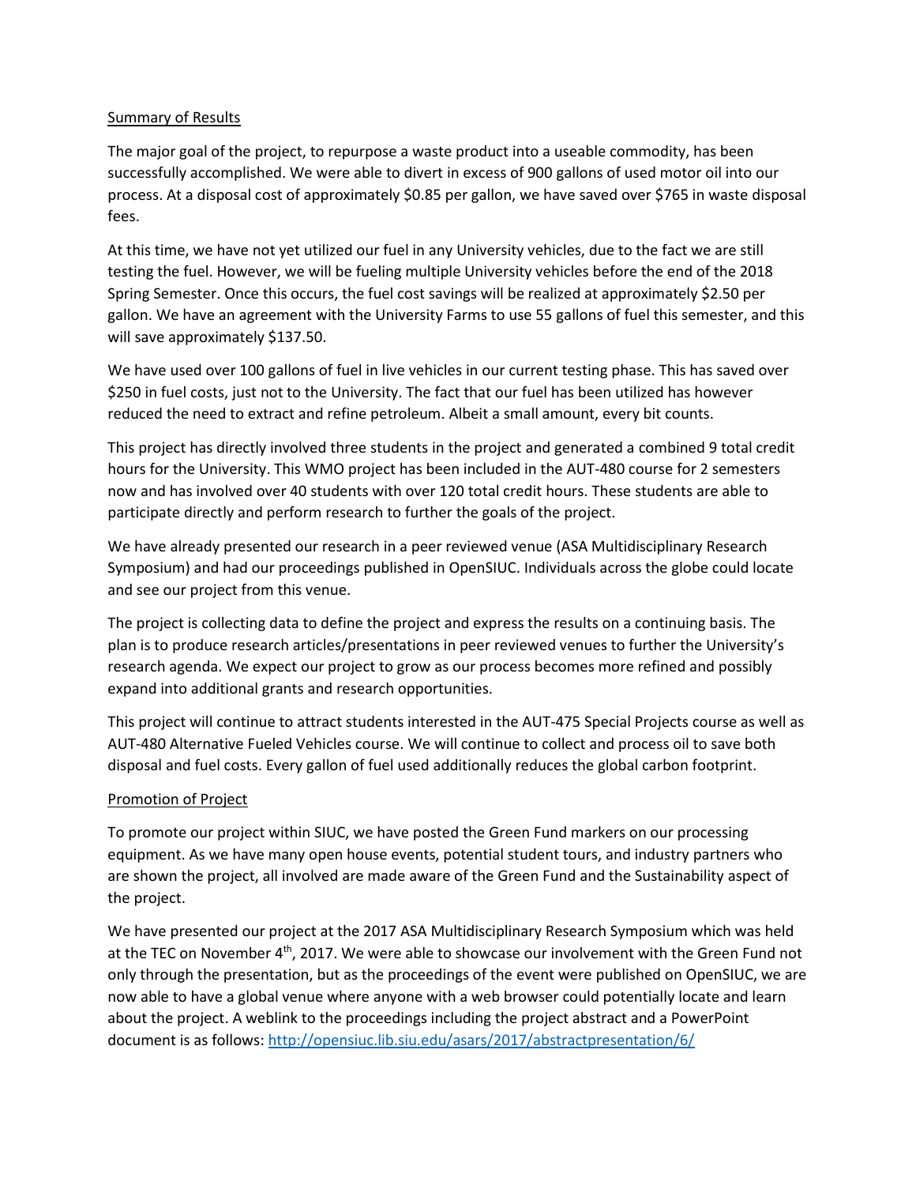## Summary of Results

The major goal of the project, to repurpose a waste product into a useable commodity, has been successfully accomplished. We were able to divert in excess of 900 gallons of used motor oil into our process. At a disposal cost of approximately $0.85 per gallon, we have saved over $765 in waste disposal fees.

At this time, we have not yet utilized our fuel in any University vehicles, due to the fact we are still testing the fuel. However, we will be fueling multiple University vehicles before the end of the 2018 Spring Semester. Once this occurs, the fuel cost savings will be realized at approximately $2.50 per gallon. We have an agreement with the University Farms to use 55 gallons of fuel this semester, and this will save approximately $137.50.

We have used over 100 gallons of fuel in live vehicles in our current testing phase. This has saved over $250 in fuel costs, just not to the University. The fact that our fuel has been utilized has however reduced the need to extract and refine petroleum. Albeit a small amount, every bit counts.

This project has directly involved three students in the project and generated a combined 9 total credit hours for the University. This WMO project has been included in the AUT-480 course for 2 semesters now and has involved over 40 students with over 120 total credit hours. These students are able to participate directly and perform research to further the goals of the project.

We have already presented our research in a peer reviewed venue (ASA Multidisciplinary Research Symposium) and had our proceedings published in OpenSIUC. Individuals across the globe could locate and see our project from this venue.

The project is collecting data to define the project and express the results on a continuing basis. The plan is to produce research articles/presentations in peer reviewed venues to further the University's research agenda. We expect our project to grow as our process becomes more refined and possibly expand into additional grants and research opportunities.

This project will continue to attract students interested in the AUT-475 Special Projects course as well as AUT-480 Alternative Fueled Vehicles course. We will continue to collect and process oil to save both disposal and fuel costs. Every gallon of fuel used additionally reduces the global carbon footprint.

## Promotion of Project

To promote our project within SIUC, we have posted the Green Fund markers on our processing equipment. As we have many open house events, potential student tours, and industry partners who are shown the project, all involved are made aware of the Green Fund and the Sustainability aspect of the project.

We have presented our project at the 2017 ASA Multidisciplinary Research Symposium which was held at the TEC on November 4th, 2017. We were able to showcase our involvement with the Green Fund not only through the presentation, but as the proceedings of the event were published on OpenSIUC, we are now able to have a global venue where anyone with a web browser could potentially locate and learn about the project. A weblink to the proceedings including the project abstract and a PowerPoint document is as follows: http://opensiuc.lib.siu.edu/asars/2017/abstractpresentation/6/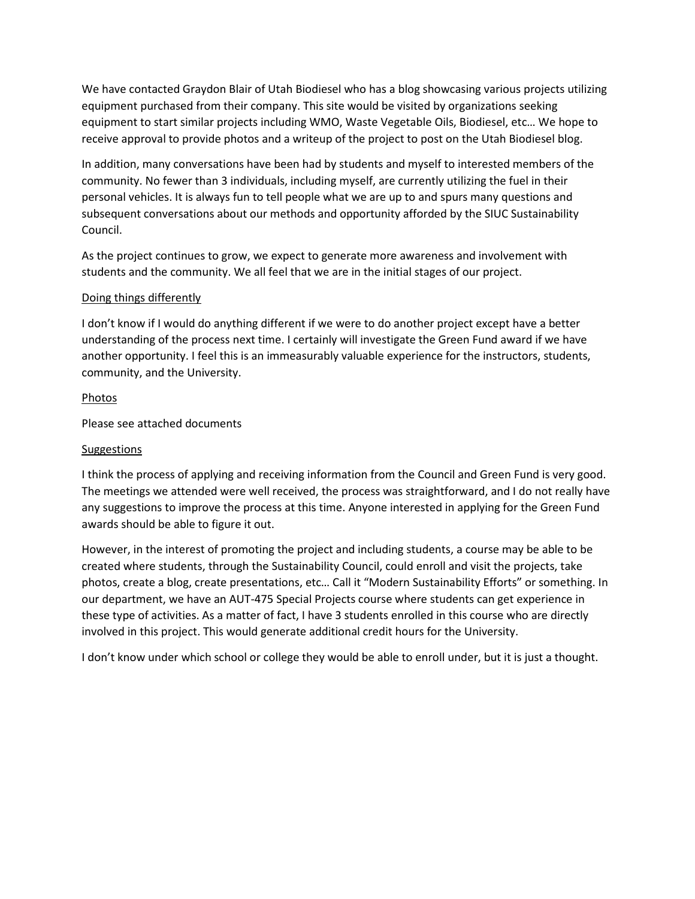We have contacted Graydon Blair of Utah Biodiesel who has a blog showcasing various projects utilizing equipment purchased from their company. This site would be visited by organizations seeking equipment to start similar projects including WMO, Waste Vegetable Oils, Biodiesel, etc… We hope to receive approval to provide photos and a writeup of the project to post on the Utah Biodiesel blog.

In addition, many conversations have been had by students and myself to interested members of the community. No fewer than 3 individuals, including myself, are currently utilizing the fuel in their personal vehicles. It is always fun to tell people what we are up to and spurs many questions and subsequent conversations about our methods and opportunity afforded by the SIUC Sustainability Council.

As the project continues to grow, we expect to generate more awareness and involvement with students and the community. We all feel that we are in the initial stages of our project.

Doing things differently

I don't know if I would do anything different if we were to do another project except have a better understanding of the process next time. I certainly will investigate the Green Fund award if we have another opportunity. I feel this is an immeasurably valuable experience for the instructors, students, community, and the University.

Photos

Please see attached documents

Suggestions

I think the process of applying and receiving information from the Council and Green Fund is very good. The meetings we attended were well received, the process was straightforward, and I do not really have any suggestions to improve the process at this time. Anyone interested in applying for the Green Fund awards should be able to figure it out.

However, in the interest of promoting the project and including students, a course may be able to be created where students, through the Sustainability Council, could enroll and visit the projects, take photos, create a blog, create presentations, etc… Call it "Modern Sustainability Efforts" or something. In our department, we have an AUT-475 Special Projects course where students can get experience in these type of activities. As a matter of fact, I have 3 students enrolled in this course who are directly involved in this project. This would generate additional credit hours for the University.

I don't know under which school or college they would be able to enroll under, but it is just a thought.